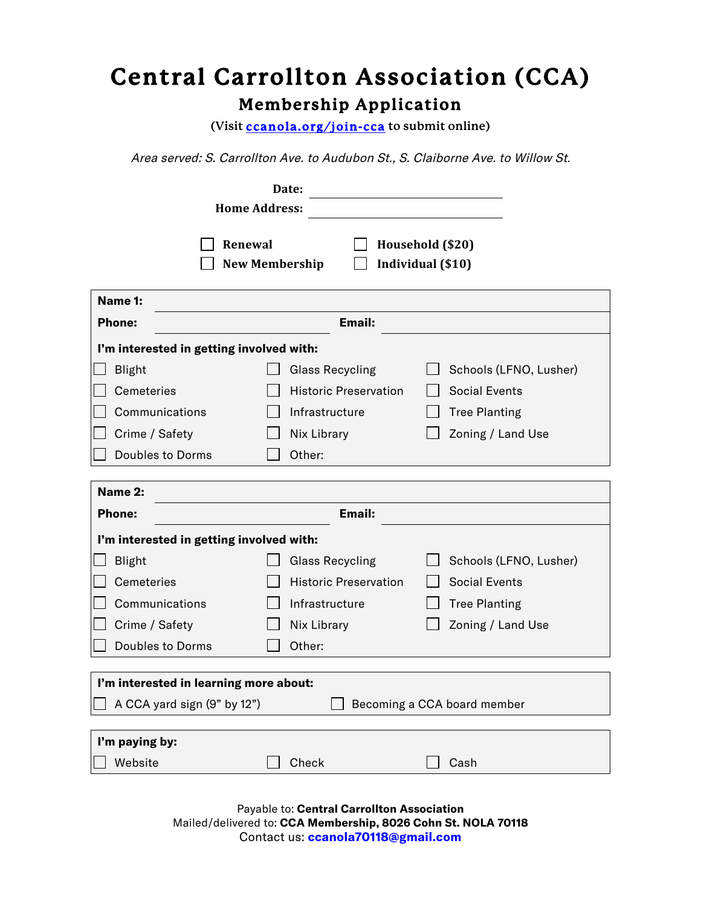# Central Carrollton Association (CCA)

## Membership Application

(Visit ccanola.org/join-cca to submit online)

*Area served: S. Carrollton Ave. to Audubon St., S. Claiborne Ave. to Willow St.*

**Date:** ______________________

**Home Address:** ______________________

- ☐ **Renewal**
- ☐ **New Membership**
- ☐ **Household ($20)**
- ☐ **Individual ($10)**

---

**Name 1:** ______________________

**Phone:** ______________________ **Email:** ______________________

**I'm interested in getting involved with:**

| | | |
|---|---|---|
| ☐ Blight | ☐ Glass Recycling | ☐ Schools (LFNO, Lusher) |
| ☐ Cemeteries | ☐ Historic Preservation | ☐ Social Events |
| ☐ Communications | ☐ Infrastructure | ☐ Tree Planting |
| ☐ Crime / Safety | ☐ Nix Library | ☐ Zoning / Land Use |
| ☐ Doubles to Dorms | ☐ Other: | |

---

**Name 2:** ______________________

**Phone:** ______________________ **Email:** ______________________

**I'm interested in getting involved with:**

| | | |
|---|---|---|
| ☐ Blight | ☐ Glass Recycling | ☐ Schools (LFNO, Lusher) |
| ☐ Cemeteries | ☐ Historic Preservation | ☐ Social Events |
| ☐ Communications | ☐ Infrastructure | ☐ Tree Planting |
| ☐ Crime / Safety | ☐ Nix Library | ☐ Zoning / Land Use |
| ☐ Doubles to Dorms | ☐ Other: | |

---

**I'm interested in learning more about:**

- ☐ A CCA yard sign (9" by 12")
- ☐ Becoming a CCA board member

---

**I'm paying by:**

- ☐ Website
- ☐ Check
- ☐ Cash

---

Payable to: **Central Carrollton Association**
Mailed/delivered to: **CCA Membership, 8026 Cohn St. NOLA 70118**
Contact us: **ccanola70118@gmail.com**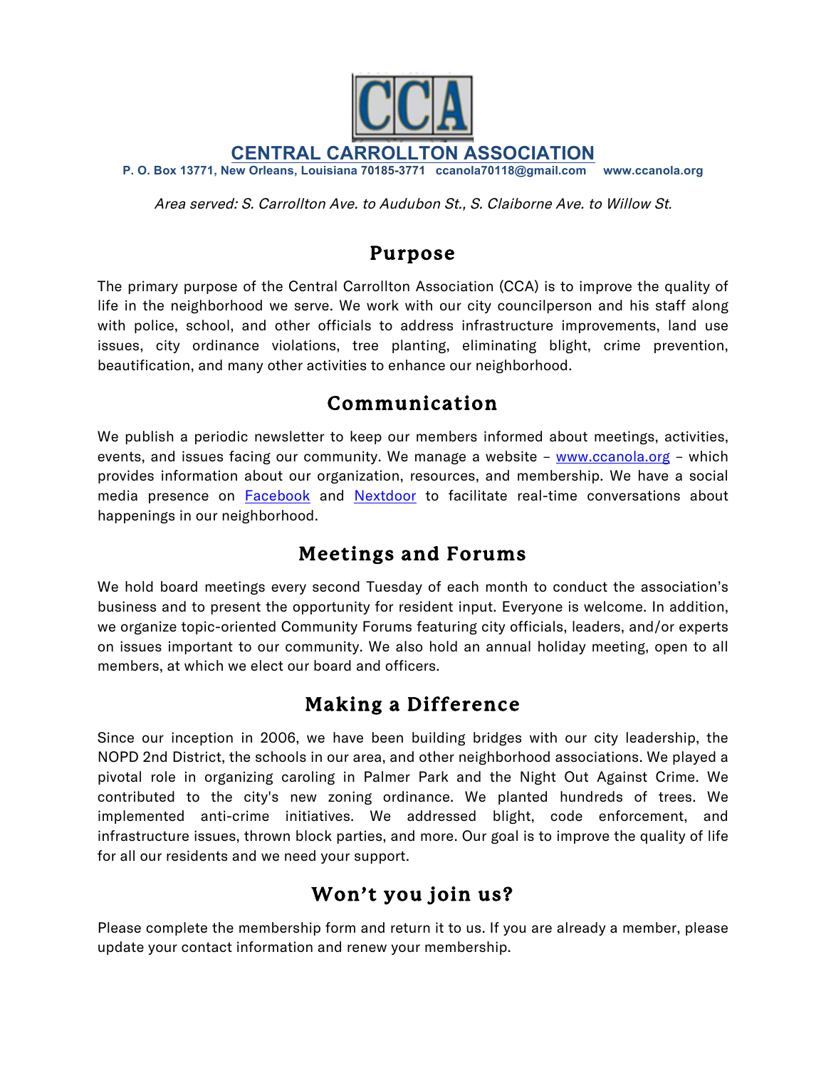# CENTRAL CARROLLTON ASSOCIATION

**P. O. Box 13771, New Orleans, Louisiana 70185-3771 ccanola70118@gmail.com www.ccanola.org**

*Area served: S. Carrollton Ave. to Audubon St., S. Claiborne Ave. to Willow St.*

## Purpose

The primary purpose of the Central Carrollton Association (CCA) is to improve the quality of life in the neighborhood we serve. We work with our city councilperson and his staff along with police, school, and other officials to address infrastructure improvements, land use issues, city ordinance violations, tree planting, eliminating blight, crime prevention, beautification, and many other activities to enhance our neighborhood.

## Communication

We publish a periodic newsletter to keep our members informed about meetings, activities, events, and issues facing our community. We manage a website – www.ccanola.org – which provides information about our organization, resources, and membership. We have a social media presence on Facebook and Nextdoor to facilitate real-time conversations about happenings in our neighborhood.

## Meetings and Forums

We hold board meetings every second Tuesday of each month to conduct the association's business and to present the opportunity for resident input. Everyone is welcome. In addition, we organize topic-oriented Community Forums featuring city officials, leaders, and/or experts on issues important to our community. We also hold an annual holiday meeting, open to all members, at which we elect our board and officers.

## Making a Difference

Since our inception in 2006, we have been building bridges with our city leadership, the NOPD 2nd District, the schools in our area, and other neighborhood associations. We played a pivotal role in organizing caroling in Palmer Park and the Night Out Against Crime. We contributed to the city's new zoning ordinance. We planted hundreds of trees. We implemented anti-crime initiatives. We addressed blight, code enforcement, and infrastructure issues, thrown block parties, and more. Our goal is to improve the quality of life for all our residents and we need your support.

## Won't you join us?

Please complete the membership form and return it to us. If you are already a member, please update your contact information and renew your membership.